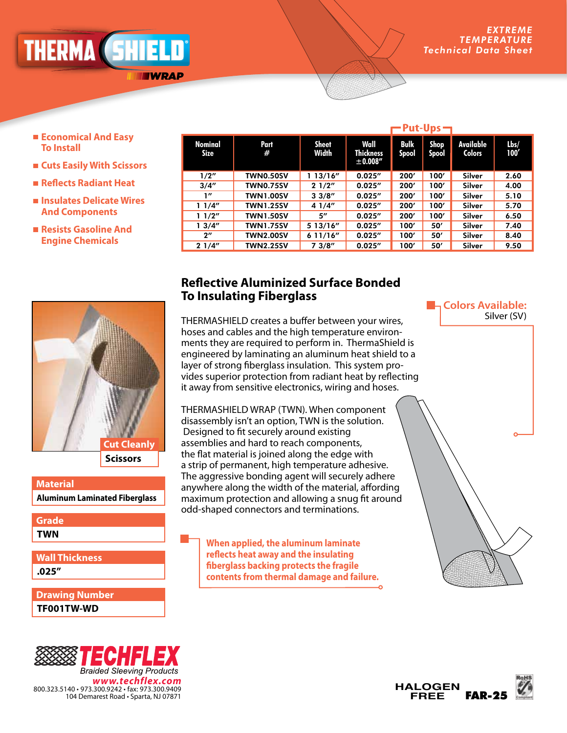# THERMA SHIELD® WRAP

EXTREME TEMPERATURE
Technical Data Sheet

- Economical And Easy To Install
- Cuts Easily With Scissors
- Reflects Radiant Heat
- Insulates Delicate Wires And Components
- Resists Gasoline And Engine Chemicals

| Nominal Size | Part # | Sheet Width | Wall Thickness ±0.008" | Put-Ups | | Available Colors | Lbs/ 100' |
|---|---|---|---|---|---|---|---|
| | | | | Bulk Spool | Shop Spool | | |
| 1/2" | TWN0.50SV | 1 13/16" | 0.025" | 200' | 100' | Silver | 2.60 |
| 3/4" | TWN0.75SV | 2 1/2" | 0.025" | 200' | 100' | Silver | 4.00 |
| 1" | TWN1.00SV | 3 3/8" | 0.025" | 200' | 100' | Silver | 5.10 |
| 1 1/4" | TWN1.25SV | 4 1/4" | 0.025" | 200' | 100' | Silver | 5.70 |
| 1 1/2" | TWN1.50SV | 5" | 0.025" | 200' | 100' | Silver | 6.50 |
| 1 3/4" | TWN1.75SV | 5 13/16" | 0.025" | 100' | 50' | Silver | 7.40 |
| 2" | TWN2.00SV | 6 11/16" | 0.025" | 100' | 50' | Silver | 8.40 |
| 2 1/4" | TWN2.25SV | 7 3/8" | 0.025" | 100' | 50' | Silver | 9.50 |

## Reflective Aluminized Surface Bonded To Insulating Fiberglass

THERMASHIELD creates a buffer between your wires, hoses and cables and the high temperature environments they are required to perform in. ThermaShield is engineered by laminating an aluminum heat shield to a layer of strong fiberglass insulation. This system provides superior protection from radiant heat by reflecting it away from sensitive electronics, wiring and hoses.

THERMASHIELD WRAP (TWN). When component disassembly isn't an option, TWN is the solution. Designed to fit securely around existing assemblies and hard to reach components, the flat material is joined along the edge with a strip of permanent, high temperature adhesive. The aggressive bonding agent will securely adhere anywhere along the width of the material, affording maximum protection and allowing a snug fit around odd-shaped connectors and terminations.

**Colors Available:**
Silver (SV)

**When applied, the aluminum laminate reflects heat away and the insulating fiberglass backing protects the fragile contents from thermal damage and failure.**

Cut Cleanly
Scissors

**Material**
Aluminum Laminated Fiberglass

**Grade**
TWN

**Wall Thickness**
.025"

**Drawing Number**
TF001TW-WD

TECHFLEX
Braided Sleeving Products
www.techflex.com
800.323.5140 • 973.300.9242 • fax: 973.300.9409
104 Demarest Road • Sparta, NJ 07871

HALOGEN FREE FAR-25 RoHS Compliant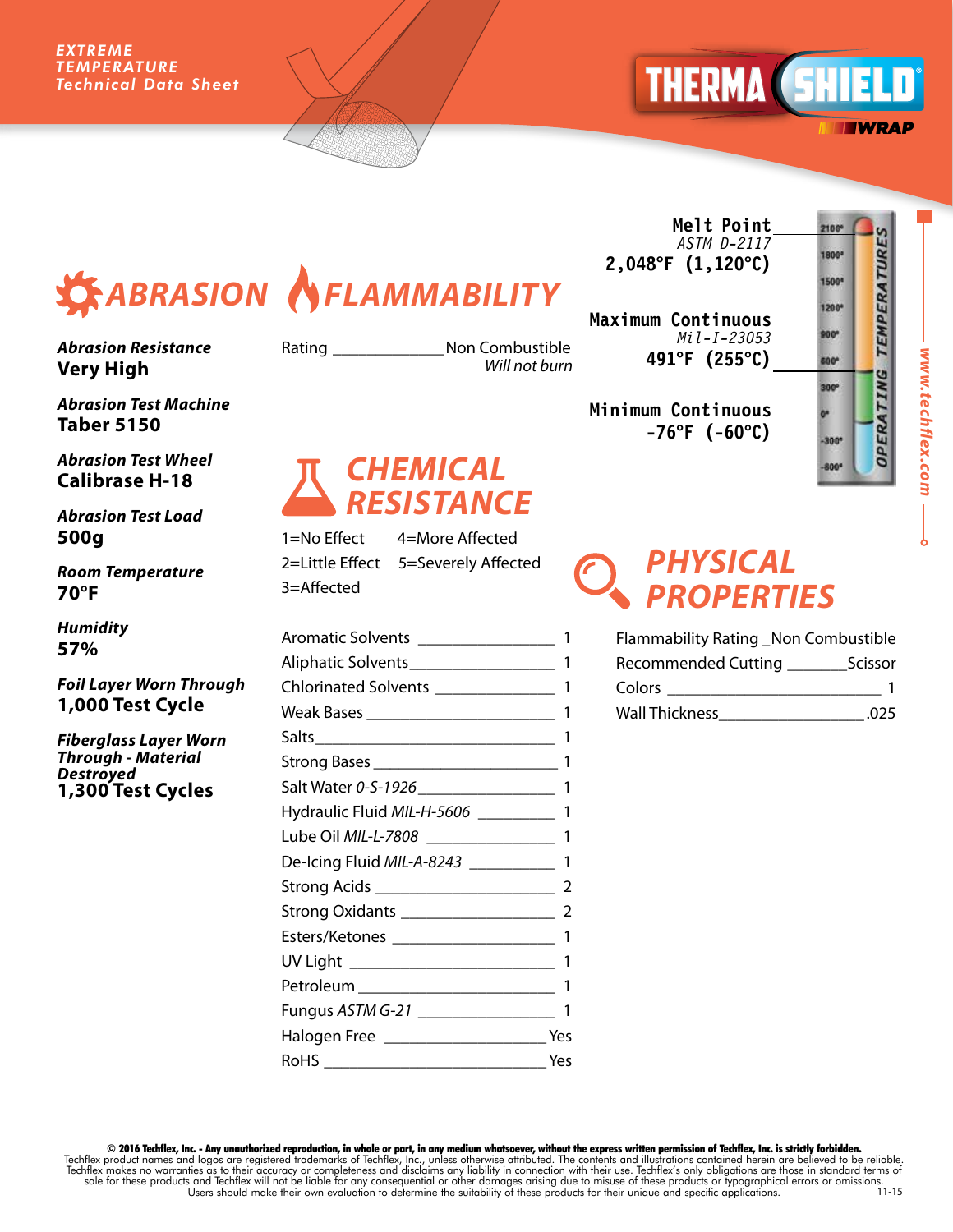EXTREME TEMPERATURE Technical Data Sheet

THERMA SHIELD® WRAP

## ABRASION

***Abrasion Resistance***
**Very High**

***Abrasion Test Machine***
**Taber 5150**

***Abrasion Test Wheel***
**Calibrase H-18**

***Abrasion Test Load***
**500g**

***Room Temperature***
**70°F**

***Humidity***
**57%**

***Foil Layer Worn Through***
**1,000 Test Cycle**

***Fiberglass Layer Worn Through - Material Destroyed***
**1,300 Test Cycles**

## FLAMMABILITY

Rating ______________ Non Combustible
*Will not burn*

## CHEMICAL RESISTANCE

1=No Effect
2=Little Effect
3=Affected
4=More Affected
5=Severely Affected

| | |
|---|---|
| Aromatic Solvents | 1 |
| Aliphatic Solvents | 1 |
| Chlorinated Solvents | 1 |
| Weak Bases | 1 |
| Salts | 1 |
| Strong Bases | 1 |
| Salt Water *0-S-1926* | 1 |
| Hydraulic Fluid *MIL-H-5606* | 1 |
| Lube Oil *MIL-L-7808* | 1 |
| De-Icing Fluid *MIL-A-8243* | 1 |
| Strong Acids | 2 |
| Strong Oxidants | 2 |
| Esters/Ketones | 1 |
| UV Light | 1 |
| Petroleum | 1 |
| Fungus *ASTM G-21* | 1 |
| Halogen Free | Yes |
| RoHS | Yes |

**Melt Point**
*ASTM D-2117*
**2,048°F (1,120°C)**

**Maximum Continuous**
*Mil-I-23053*
**491°F (255°C)**

**Minimum Continuous**
**-76°F (-60°C)**

OPERATING TEMPERATURES
2100°
1800°
1500°
1200°
900°
600°
300°
0°
-300°
-600°

www.techflex.com

## PHYSICAL PROPERTIES

| | |
|---|---|
| Flammability Rating | Non Combustible |
| Recommended Cutting | Scissor |
| Colors | 1 |
| Wall Thickness | .025 |

**© 2016 Techflex, Inc. - Any unauthorized reproduction, in whole or part, in any medium whatsoever, without the express written permission of Techflex, Inc. is strictly forbidden.**
Techflex product names and logos are registered trademarks of Techflex, Inc., unless otherwise attributed. The contents and illustrations contained herein are believed to be reliable. Techflex makes no warranties as to their accuracy or completeness and disclaims any liability in connection with their use. Techflex's only obligations are those in standard terms of sale for these products and Techflex will not be liable for any consequential or other damages arising due to misuse of these products or typographical errors or omissions. Users should make their own evaluation to determine the suitability of these products for their unique and specific applications.

11-15